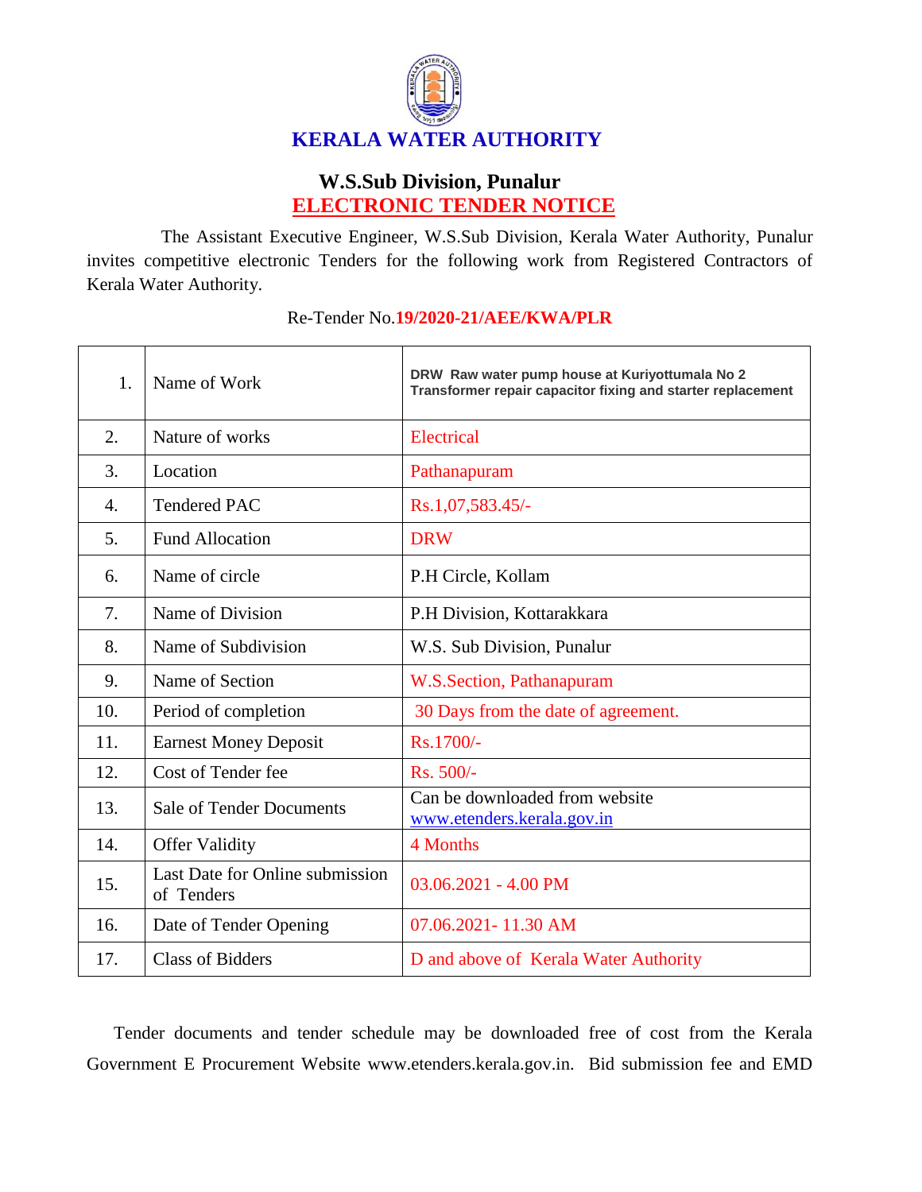# KERALA WATER AUTHORITY

## W.S.Sub Division, Punalur

## ELECTRONIC TENDER NOTICE

The Assistant Executive Engineer, W.S.Sub Division, Kerala Water Authority, Punalur invites competitive electronic Tenders for the following work from Registered Contractors of Kerala Water Authority.

Re-Tender No.**19/2020-21/AEE/KWA/PLR**

| | | |
|---|---|---|
| 1. | Name of Work | **DRW Raw water pump house at Kuriyottumala No 2 Transformer repair capacitor fixing and starter replacement** |
| 2. | Nature of works | Electrical |
| 3. | Location | Pathanapuram |
| 4. | Tendered PAC | Rs.1,07,583.45/- |
| 5. | Fund Allocation | DRW |
| 6. | Name of circle | P.H Circle, Kollam |
| 7. | Name of Division | P.H Division, Kottarakkara |
| 8. | Name of Subdivision | W.S. Sub Division, Punalur |
| 9. | Name of Section | W.S.Section, Pathanapuram |
| 10. | Period of completion | 30 Days from the date of agreement. |
| 11. | Earnest Money Deposit | Rs.1700/- |
| 12. | Cost of Tender fee | Rs. 500/- |
| 13. | Sale of Tender Documents | Can be downloaded from website www.etenders.kerala.gov.in |
| 14. | Offer Validity | 4 Months |
| 15. | Last Date for Online submission of Tenders | 03.06.2021 - 4.00 PM |
| 16. | Date of Tender Opening | 07.06.2021- 11.30 AM |
| 17. | Class of Bidders | D and above of Kerala Water Authority |

Tender documents and tender schedule may be downloaded free of cost from the Kerala Government E Procurement Website www.etenders.kerala.gov.in. Bid submission fee and EMD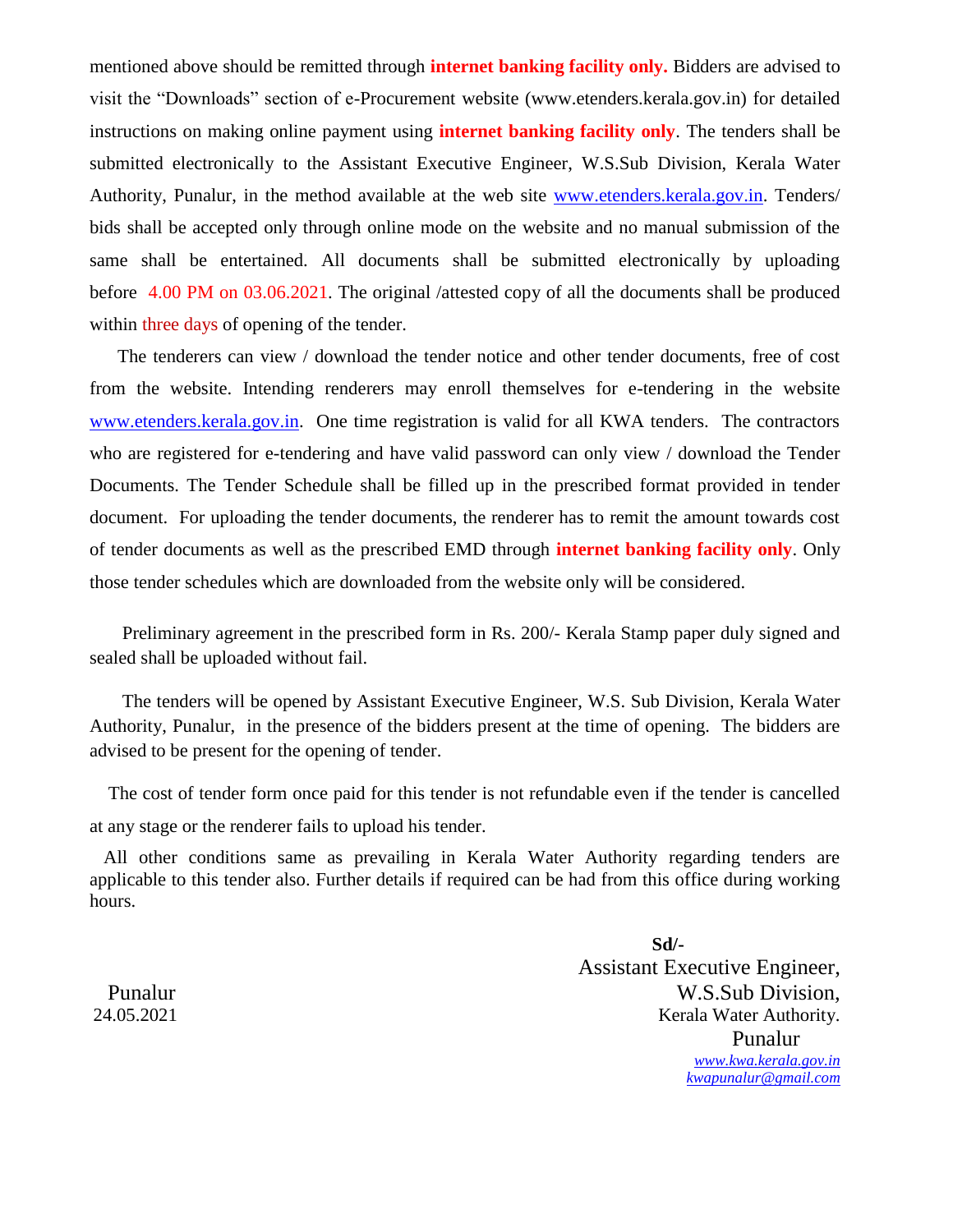mentioned above should be remitted through **internet banking facility only.** Bidders are advised to visit the “Downloads” section of e-Procurement website (www.etenders.kerala.gov.in) for detailed instructions on making online payment using **internet banking facility only**. The tenders shall be submitted electronically to the Assistant Executive Engineer, W.S.Sub Division, Kerala Water Authority, Punalur, in the method available at the web site www.etenders.kerala.gov.in. Tenders/ bids shall be accepted only through online mode on the website and no manual submission of the same shall be entertained. All documents shall be submitted electronically by uploading before 4.00 PM on 03.06.2021. The original /attested copy of all the documents shall be produced within three days of opening of the tender.

The tenderers can view / download the tender notice and other tender documents, free of cost from the website. Intending renderers may enroll themselves for e-tendering in the website www.etenders.kerala.gov.in. One time registration is valid for all KWA tenders. The contractors who are registered for e-tendering and have valid password can only view / download the Tender Documents. The Tender Schedule shall be filled up in the prescribed format provided in tender document. For uploading the tender documents, the renderer has to remit the amount towards cost of tender documents as well as the prescribed EMD through **internet banking facility only**. Only those tender schedules which are downloaded from the website only will be considered.

Preliminary agreement in the prescribed form in Rs. 200/- Kerala Stamp paper duly signed and sealed shall be uploaded without fail.

The tenders will be opened by Assistant Executive Engineer, W.S. Sub Division, Kerala Water Authority, Punalur, in the presence of the bidders present at the time of opening. The bidders are advised to be present for the opening of tender.

The cost of tender form once paid for this tender is not refundable even if the tender is cancelled at any stage or the renderer fails to upload his tender.

All other conditions same as prevailing in Kerala Water Authority regarding tenders are applicable to this tender also. Further details if required can be had from this office during working hours.

**Sd/-**

Assistant Executive Engineer,
W.S.Sub Division,
Kerala Water Authority.
Punalur
*www.kwa.kerala.gov.in*
*kwapunalur@gmail.com*

Punalur
24.05.2021